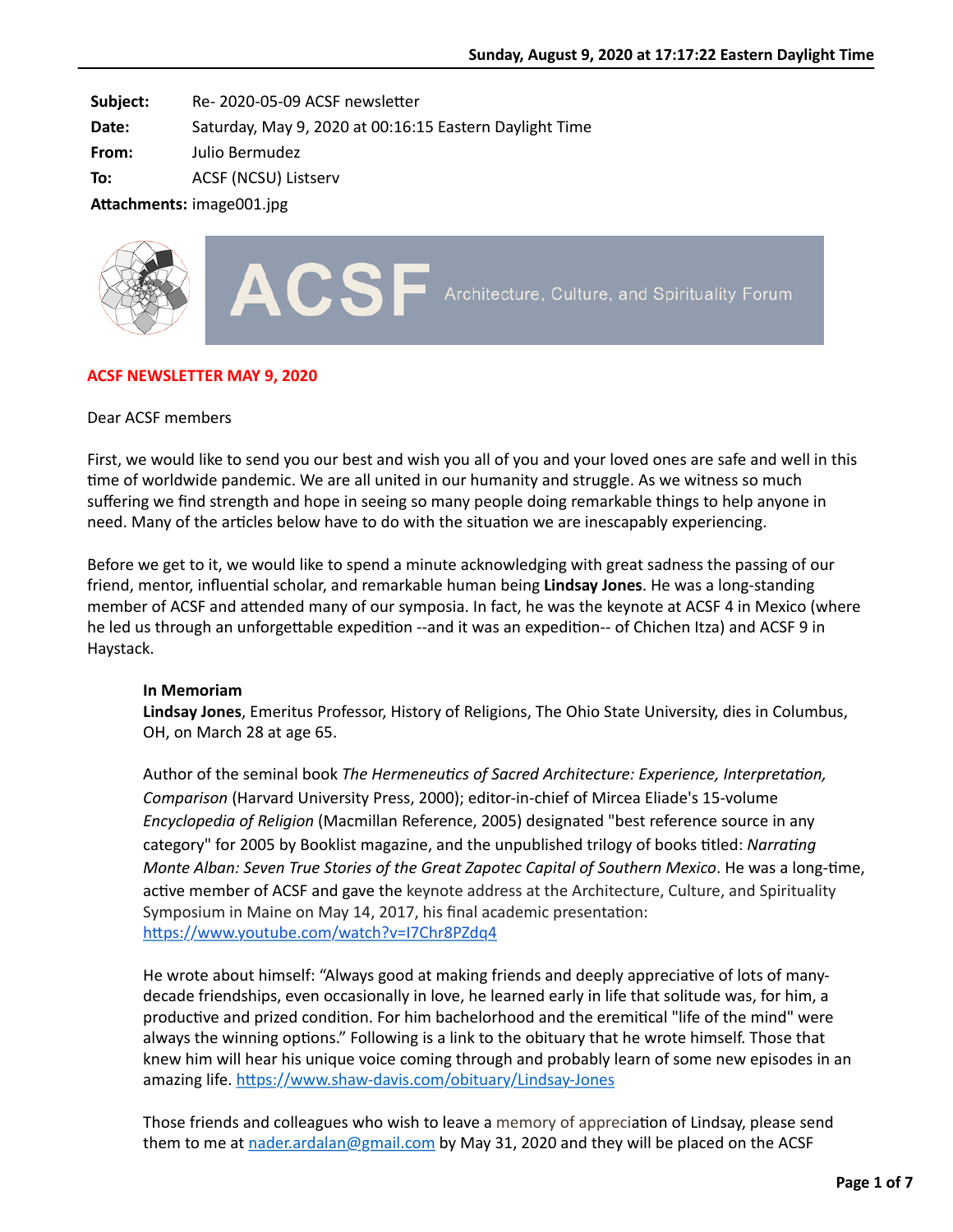Sunday, August 9, 2020 at 17:17:22 Eastern Daylight Time

**Subject:** Re- 2020-05-09 ACSF newsletter
**Date:** Saturday, May 9, 2020 at 00:16:15 Eastern Daylight Time
**From:** Julio Bermudez
**To:** ACSF (NCSU) Listserv
**Attachments:** image001.jpg

ACSF Architecture, Culture, and Spirituality Forum

**ACSF NEWSLETTER MAY 9, 2020**

Dear ACSF members

First, we would like to send you our best and wish you all of you and your loved ones are safe and well in this time of worldwide pandemic. We are all united in our humanity and struggle. As we witness so much suffering we find strength and hope in seeing so many people doing remarkable things to help anyone in need. Many of the articles below have to do with the situation we are inescapably experiencing.

Before we get to it, we would like to spend a minute acknowledging with great sadness the passing of our friend, mentor, influential scholar, and remarkable human being **Lindsay Jones**. He was a long-standing member of ACSF and attended many of our symposia. In fact, he was the keynote at ACSF 4 in Mexico (where he led us through an unforgettable expedition --and it was an expedition-- of Chichen Itza) and ACSF 9 in Haystack.

> **In Memoriam**
> **Lindsay Jones**, Emeritus Professor, History of Religions, The Ohio State University, dies in Columbus, OH, on March 28 at age 65.
>
> Author of the seminal book *The Hermeneutics of Sacred Architecture: Experience, Interpretation, Comparison* (Harvard University Press, 2000); editor-in-chief of Mircea Eliade's 15-volume *Encyclopedia of Religion* (Macmillan Reference, 2005) designated "best reference source in any category" for 2005 by Booklist magazine, and the unpublished trilogy of books titled: *Narrating Monte Alban: Seven True Stories of the Great Zapotec Capital of Southern Mexico*. He was a long-time, active member of ACSF and gave the keynote address at the Architecture, Culture, and Spirituality Symposium in Maine on May 14, 2017, his final academic presentation: https://www.youtube.com/watch?v=I7Chr8PZdq4
>
> He wrote about himself: "Always good at making friends and deeply appreciative of lots of many-decade friendships, even occasionally in love, he learned early in life that solitude was, for him, a productive and prized condition. For him bachelorhood and the eremitical "life of the mind" were always the winning options." Following is a link to the obituary that he wrote himself. Those that knew him will hear his unique voice coming through and probably learn of some new episodes in an amazing life. https://www.shaw-davis.com/obituary/Lindsay-Jones
>
> Those friends and colleagues who wish to leave a memory of appreciation of Lindsay, please send them to me at nader.ardalan@gmail.com by May 31, 2020 and they will be placed on the ACSF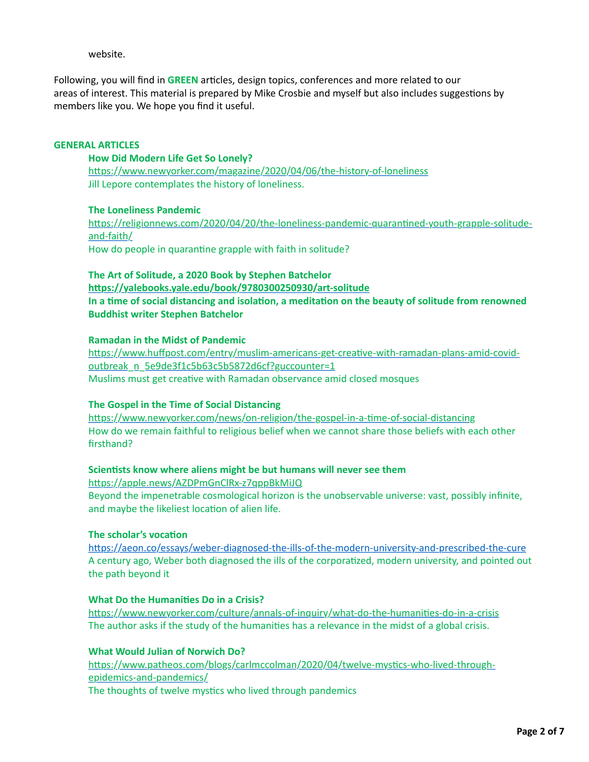website.

Following, you will find in **GREEN** articles, design topics, conferences and more related to our areas of interest. This material is prepared by Mike Crosbie and myself but also includes suggestions by members like you. We hope you find it useful.

## GENERAL ARTICLES

**How Did Modern Life Get So Lonely?**
https://www.newyorker.com/magazine/2020/04/06/the-history-of-loneliness
Jill Lepore contemplates the history of loneliness.

**The Loneliness Pandemic**
https://religionnews.com/2020/04/20/the-loneliness-pandemic-quarantined-youth-grapple-solitude-and-faith/
How do people in quarantine grapple with faith in solitude?

**The Art of Solitude, a 2020 Book by Stephen Batchelor**
**https://yalebooks.yale.edu/book/9780300250930/art-solitude**
**In a time of social distancing and isolation, a meditation on the beauty of solitude from renowned Buddhist writer Stephen Batchelor**

**Ramadan in the Midst of Pandemic**
https://www.huffpost.com/entry/muslim-americans-get-creative-with-ramadan-plans-amid-covid-outbreak_n_5e9de3f1c5b63c5b5872d6cf?guccounter=1
Muslims must get creative with Ramadan observance amid closed mosques

**The Gospel in the Time of Social Distancing**
https://www.newyorker.com/news/on-religion/the-gospel-in-a-time-of-social-distancing
How do we remain faithful to religious belief when we cannot share those beliefs with each other firsthand?

**Scientists know where aliens might be but humans will never see them**
https://apple.news/AZDPmGnClRx-z7qppBkMiJQ
Beyond the impenetrable cosmological horizon is the unobservable universe: vast, possibly infinite, and maybe the likeliest location of alien life.

**The scholar's vocation**
https://aeon.co/essays/weber-diagnosed-the-ills-of-the-modern-university-and-prescribed-the-cure
A century ago, Weber both diagnosed the ills of the corporatized, modern university, and pointed out the path beyond it

**What Do the Humanities Do in a Crisis?**
https://www.newyorker.com/culture/annals-of-inquiry/what-do-the-humanities-do-in-a-crisis
The author asks if the study of the humanities has a relevance in the midst of a global crisis.

**What Would Julian of Norwich Do?**
https://www.patheos.com/blogs/carlmccolman/2020/04/twelve-mystics-who-lived-through-epidemics-and-pandemics/
The thoughts of twelve mystics who lived through pandemics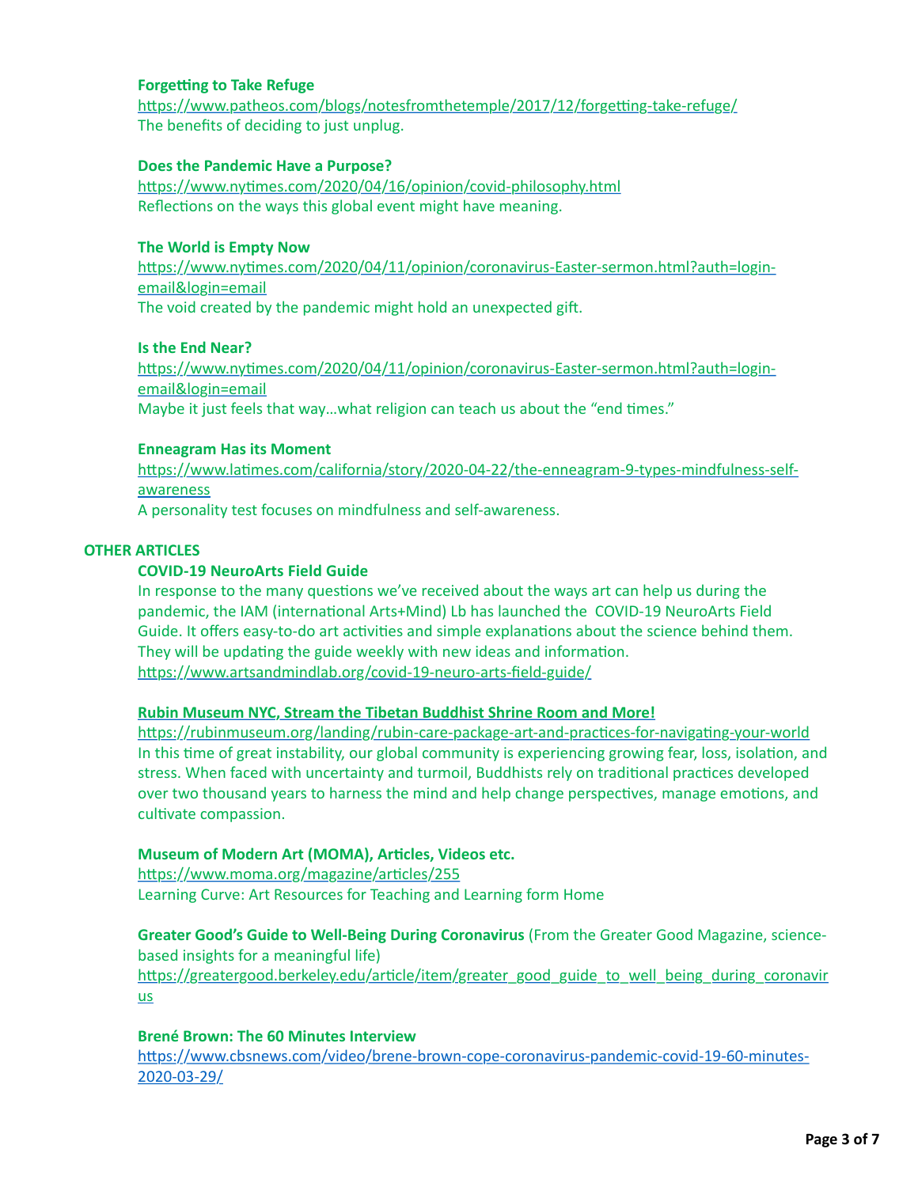**Forgetting to Take Refuge**
[https://www.patheos.com/blogs/notesfromthetemple/2017/12/forgetting-take-refuge/](https://www.patheos.com/blogs/notesfromthetemple/2017/12/forgetting-take-refuge/)
The benefits of deciding to just unplug.

**Does the Pandemic Have a Purpose?**
[https://www.nytimes.com/2020/04/16/opinion/covid-philosophy.html](https://www.nytimes.com/2020/04/16/opinion/covid-philosophy.html)
Reflections on the ways this global event might have meaning.

**The World is Empty Now**
[https://www.nytimes.com/2020/04/11/opinion/coronavirus-Easter-sermon.html?auth=login-email&login=email](https://www.nytimes.com/2020/04/11/opinion/coronavirus-Easter-sermon.html?auth=login-email&login=email)
The void created by the pandemic might hold an unexpected gift.

**Is the End Near?**
[https://www.nytimes.com/2020/04/11/opinion/coronavirus-Easter-sermon.html?auth=login-email&login=email](https://www.nytimes.com/2020/04/11/opinion/coronavirus-Easter-sermon.html?auth=login-email&login=email)
Maybe it just feels that way…what religion can teach us about the "end times."

**Enneagram Has its Moment**
[https://www.latimes.com/california/story/2020-04-22/the-enneagram-9-types-mindfulness-self-awareness](https://www.latimes.com/california/story/2020-04-22/the-enneagram-9-types-mindfulness-self-awareness)
A personality test focuses on mindfulness and self-awareness.

**OTHER ARTICLES**

**COVID-19 NeuroArts Field Guide**
In response to the many questions we've received about the ways art can help us during the pandemic, the IAM (international Arts+Mind) Lb has launched the COVID-19 NeuroArts Field Guide. It offers easy-to-do art activities and simple explanations about the science behind them. They will be updating the guide weekly with new ideas and information.
[https://www.artsandmindlab.org/covid-19-neuro-arts-field-guide/](https://www.artsandmindlab.org/covid-19-neuro-arts-field-guide/)

**Rubin Museum NYC, Stream the Tibetan Buddhist Shrine Room and More!**
[https://rubinmuseum.org/landing/rubin-care-package-art-and-practices-for-navigating-your-world](https://rubinmuseum.org/landing/rubin-care-package-art-and-practices-for-navigating-your-world)
In this time of great instability, our global community is experiencing growing fear, loss, isolation, and stress. When faced with uncertainty and turmoil, Buddhists rely on traditional practices developed over two thousand years to harness the mind and help change perspectives, manage emotions, and cultivate compassion.

**Museum of Modern Art (MOMA), Articles, Videos etc.**
[https://www.moma.org/magazine/articles/255](https://www.moma.org/magazine/articles/255)
Learning Curve: Art Resources for Teaching and Learning form Home

**Greater Good's Guide to Well-Being During Coronavirus** (From the Greater Good Magazine, science-based insights for a meaningful life)
[https://greatergood.berkeley.edu/article/item/greater_good_guide_to_well_being_during_coronavirus](https://greatergood.berkeley.edu/article/item/greater_good_guide_to_well_being_during_coronavirus)

**Brené Brown: The 60 Minutes Interview**
[https://www.cbsnews.com/video/brene-brown-cope-coronavirus-pandemic-covid-19-60-minutes-2020-03-29/](https://www.cbsnews.com/video/brene-brown-cope-coronavirus-pandemic-covid-19-60-minutes-2020-03-29/)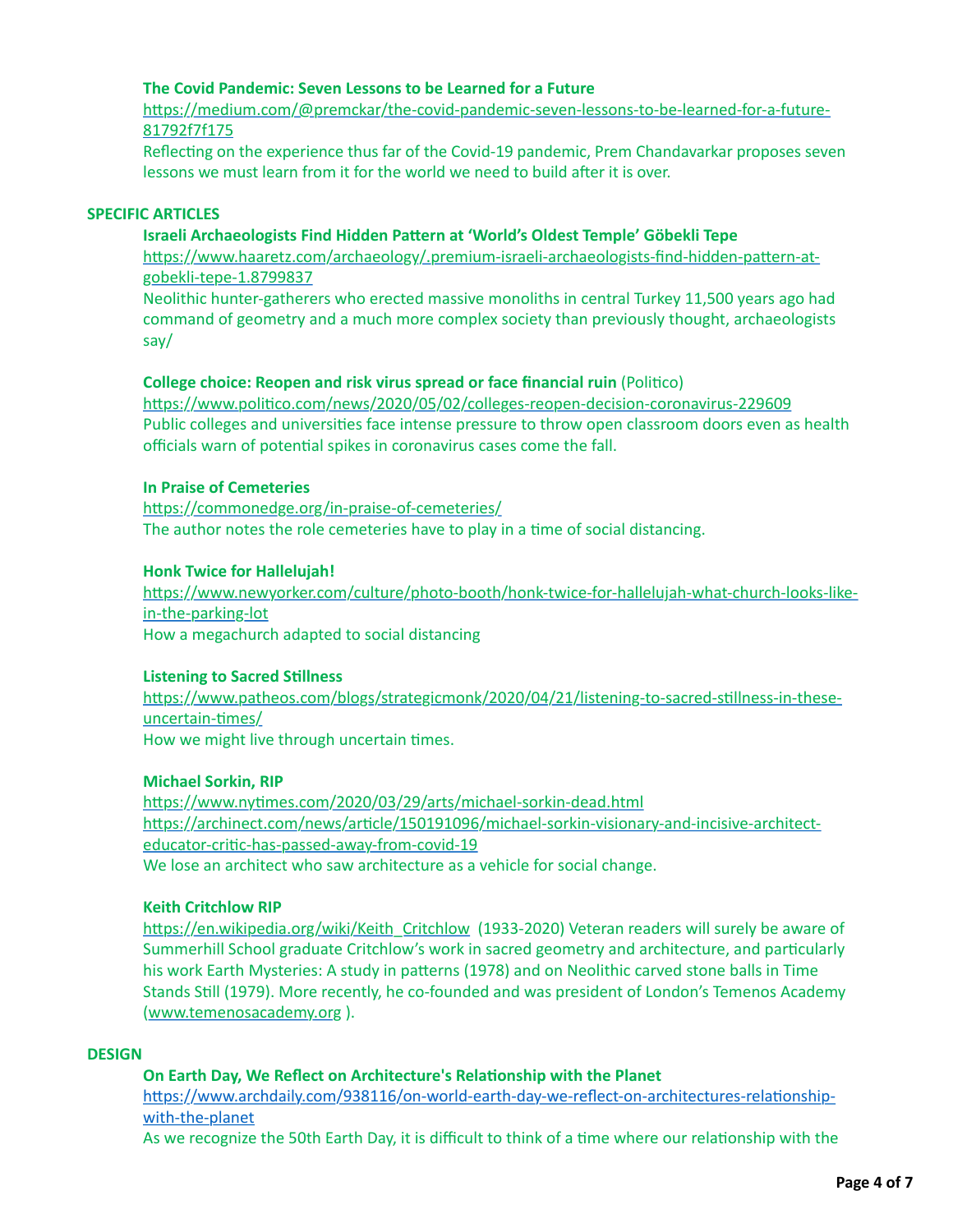**The Covid Pandemic: Seven Lessons to be Learned for a Future**
https://medium.com/@premckar/the-covid-pandemic-seven-lessons-to-be-learned-for-a-future-81792f7f175
Reflecting on the experience thus far of the Covid-19 pandemic, Prem Chandavarkar proposes seven lessons we must learn from it for the world we need to build after it is over.

## SPECIFIC ARTICLES

**Israeli Archaeologists Find Hidden Pattern at 'World's Oldest Temple' Göbekli Tepe**
https://www.haaretz.com/archaeology/.premium-israeli-archaeologists-find-hidden-pattern-at-gobekli-tepe-1.8799837
Neolithic hunter-gatherers who erected massive monoliths in central Turkey 11,500 years ago had command of geometry and a much more complex society than previously thought, archaeologists say/

**College choice: Reopen and risk virus spread or face financial ruin** (Politico)
https://www.politico.com/news/2020/05/02/colleges-reopen-decision-coronavirus-229609
Public colleges and universities face intense pressure to throw open classroom doors even as health officials warn of potential spikes in coronavirus cases come the fall.

**In Praise of Cemeteries**
https://commonedge.org/in-praise-of-cemeteries/
The author notes the role cemeteries have to play in a time of social distancing.

**Honk Twice for Hallelujah!**
https://www.newyorker.com/culture/photo-booth/honk-twice-for-hallelujah-what-church-looks-like-in-the-parking-lot
How a megachurch adapted to social distancing

**Listening to Sacred Stillness**
https://www.patheos.com/blogs/strategicmonk/2020/04/21/listening-to-sacred-stillness-in-these-uncertain-times/
How we might live through uncertain times.

**Michael Sorkin, RIP**
https://www.nytimes.com/2020/03/29/arts/michael-sorkin-dead.html
https://archinect.com/news/article/150191096/michael-sorkin-visionary-and-incisive-architect-educator-critic-has-passed-away-from-covid-19
We lose an architect who saw architecture as a vehicle for social change.

**Keith Critchlow RIP**
https://en.wikipedia.org/wiki/Keith_Critchlow (1933-2020) Veteran readers will surely be aware of Summerhill School graduate Critchlow's work in sacred geometry and architecture, and particularly his work Earth Mysteries: A study in patterns (1978) and on Neolithic carved stone balls in Time Stands Still (1979). More recently, he co-founded and was president of London's Temenos Academy (www.temenosacademy.org ).

## DESIGN

**On Earth Day, We Reflect on Architecture's Relationship with the Planet**
https://www.archdaily.com/938116/on-world-earth-day-we-reflect-on-architectures-relationship-with-the-planet
As we recognize the 50th Earth Day, it is difficult to think of a time where our relationship with the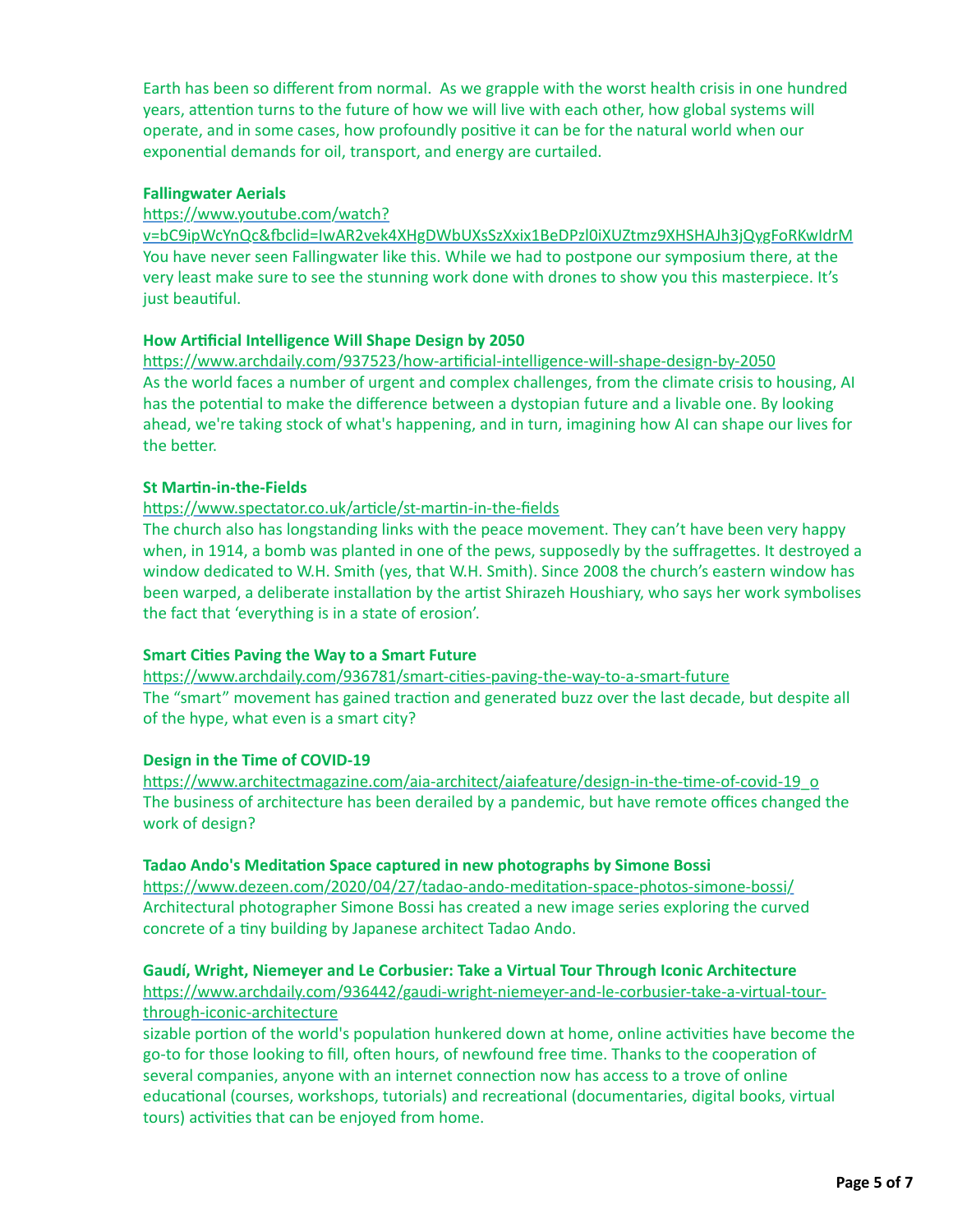Earth has been so different from normal. As we grapple with the worst health crisis in one hundred years, attention turns to the future of how we will live with each other, how global systems will operate, and in some cases, how profoundly positive it can be for the natural world when our exponential demands for oil, transport, and energy are curtailed.

**Fallingwater Aerials**

https://www.youtube.com/watch?v=bC9ipWcYnQc&fbclid=IwAR2vek4XHgDWbUXsSzXxix1BeDPzl0iXUZtmz9XHSHAJh3jQygFoRKwIdrM

You have never seen Fallingwater like this. While we had to postpone our symposium there, at the very least make sure to see the stunning work done with drones to show you this masterpiece. It's just beautiful.

**How Artificial Intelligence Will Shape Design by 2050**

https://www.archdaily.com/937523/how-artificial-intelligence-will-shape-design-by-2050

As the world faces a number of urgent and complex challenges, from the climate crisis to housing, AI has the potential to make the difference between a dystopian future and a livable one. By looking ahead, we're taking stock of what's happening, and in turn, imagining how AI can shape our lives for the better.

**St Martin-in-the-Fields**

https://www.spectator.co.uk/article/st-martin-in-the-fields

The church also has longstanding links with the peace movement. They can't have been very happy when, in 1914, a bomb was planted in one of the pews, supposedly by the suffragettes. It destroyed a window dedicated to W.H. Smith (yes, that W.H. Smith). Since 2008 the church's eastern window has been warped, a deliberate installation by the artist Shirazeh Houshiary, who says her work symbolises the fact that 'everything is in a state of erosion'.

**Smart Cities Paving the Way to a Smart Future**

https://www.archdaily.com/936781/smart-cities-paving-the-way-to-a-smart-future

The "smart" movement has gained traction and generated buzz over the last decade, but despite all of the hype, what even is a smart city?

**Design in the Time of COVID-19**

https://www.architectmagazine.com/aia-architect/aiafeature/design-in-the-time-of-covid-19_o

The business of architecture has been derailed by a pandemic, but have remote offices changed the work of design?

**Tadao Ando's Meditation Space captured in new photographs by Simone Bossi**

https://www.dezeen.com/2020/04/27/tadao-ando-meditation-space-photos-simone-bossi/

Architectural photographer Simone Bossi has created a new image series exploring the curved concrete of a tiny building by Japanese architect Tadao Ando.

**Gaudí, Wright, Niemeyer and Le Corbusier: Take a Virtual Tour Through Iconic Architecture**

https://www.archdaily.com/936442/gaudi-wright-niemeyer-and-le-corbusier-take-a-virtual-tour-through-iconic-architecture

sizable portion of the world's population hunkered down at home, online activities have become the go-to for those looking to fill, often hours, of newfound free time. Thanks to the cooperation of several companies, anyone with an internet connection now has access to a trove of online educational (courses, workshops, tutorials) and recreational (documentaries, digital books, virtual tours) activities that can be enjoyed from home.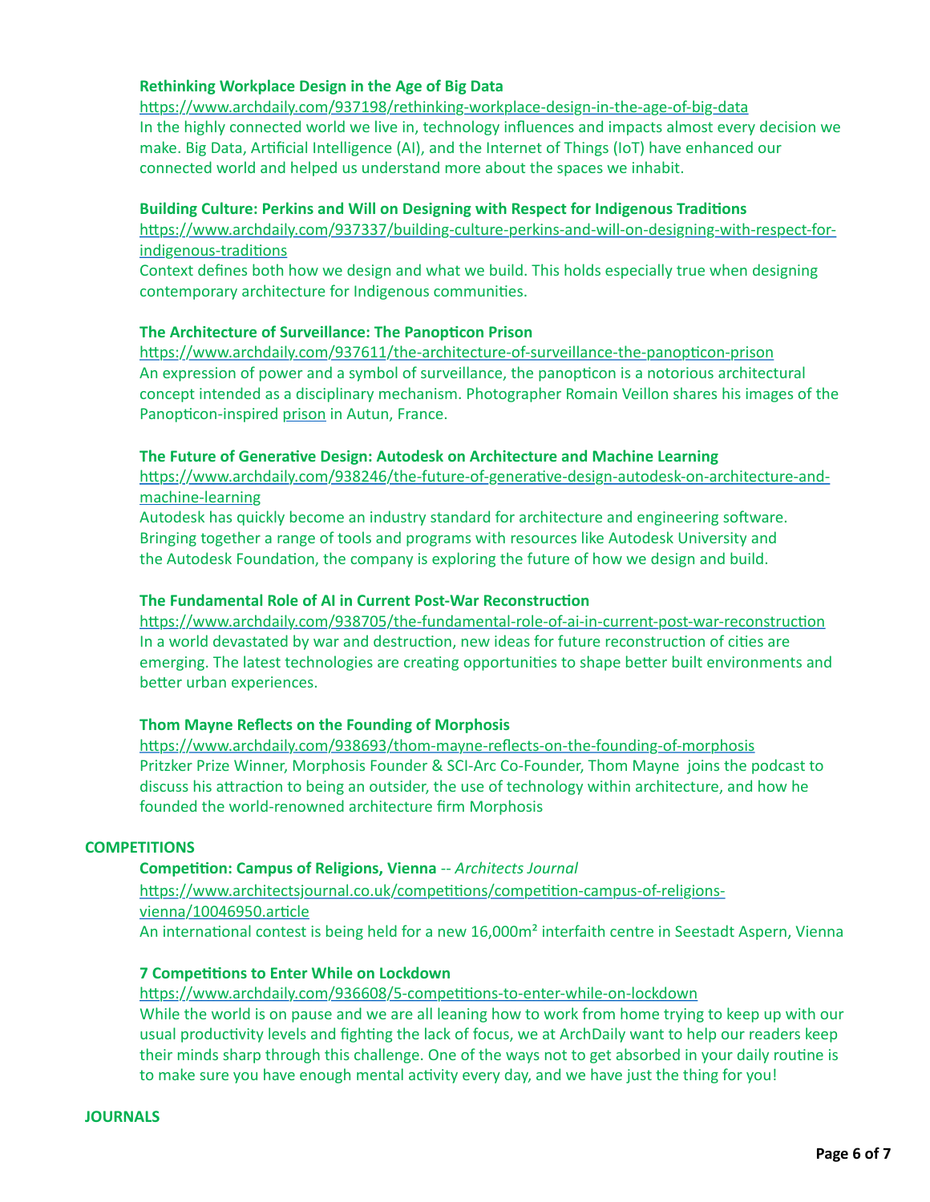**Rethinking Workplace Design in the Age of Big Data**

https://www.archdaily.com/937198/rethinking-workplace-design-in-the-age-of-big-data

In the highly connected world we live in, technology influences and impacts almost every decision we make. Big Data, Artificial Intelligence (AI), and the Internet of Things (IoT) have enhanced our connected world and helped us understand more about the spaces we inhabit.

**Building Culture: Perkins and Will on Designing with Respect for Indigenous Traditions**

https://www.archdaily.com/937337/building-culture-perkins-and-will-on-designing-with-respect-for-indigenous-traditions

Context defines both how we design and what we build. This holds especially true when designing contemporary architecture for Indigenous communities.

**The Architecture of Surveillance: The Panopticon Prison**

https://www.archdaily.com/937611/the-architecture-of-surveillance-the-panopticon-prison

An expression of power and a symbol of surveillance, the panopticon is a notorious architectural concept intended as a disciplinary mechanism. Photographer Romain Veillon shares his images of the Panopticon-inspired prison in Autun, France.

**The Future of Generative Design: Autodesk on Architecture and Machine Learning**

https://www.archdaily.com/938246/the-future-of-generative-design-autodesk-on-architecture-and-machine-learning

Autodesk has quickly become an industry standard for architecture and engineering software. Bringing together a range of tools and programs with resources like Autodesk University and the Autodesk Foundation, the company is exploring the future of how we design and build.

**The Fundamental Role of AI in Current Post-War Reconstruction**

https://www.archdaily.com/938705/the-fundamental-role-of-ai-in-current-post-war-reconstruction

In a world devastated by war and destruction, new ideas for future reconstruction of cities are emerging. The latest technologies are creating opportunities to shape better built environments and better urban experiences.

**Thom Mayne Reflects on the Founding of Morphosis**

https://www.archdaily.com/938693/thom-mayne-reflects-on-the-founding-of-morphosis

Pritzker Prize Winner, Morphosis Founder & SCI-Arc Co-Founder, Thom Mayne joins the podcast to discuss his attraction to being an outsider, the use of technology within architecture, and how he founded the world-renowned architecture firm Morphosis

**COMPETITIONS**

**Competition: Campus of Religions, Vienna** -- *Architects Journal*

https://www.architectsjournal.co.uk/competitions/competition-campus-of-religions-vienna/10046950.article

An international contest is being held for a new 16,000m² interfaith centre in Seestadt Aspern, Vienna

**7 Competitions to Enter While on Lockdown**

https://www.archdaily.com/936608/5-competitions-to-enter-while-on-lockdown

While the world is on pause and we are all leaning how to work from home trying to keep up with our usual productivity levels and fighting the lack of focus, we at ArchDaily want to help our readers keep their minds sharp through this challenge. One of the ways not to get absorbed in your daily routine is to make sure you have enough mental activity every day, and we have just the thing for you!

**JOURNALS**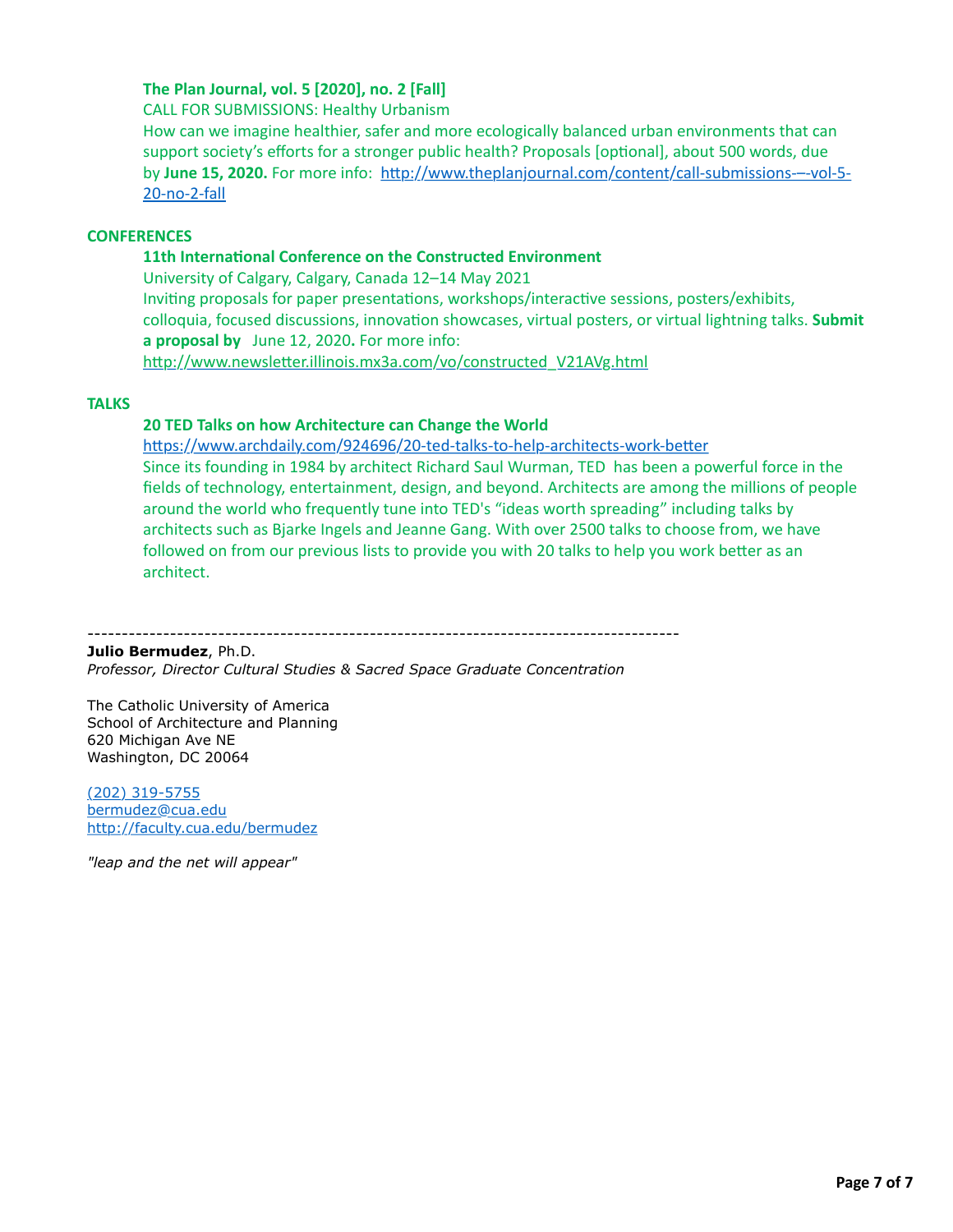**The Plan Journal, vol. 5 [2020], no. 2 [Fall]**

CALL FOR SUBMISSIONS: Healthy Urbanism

How can we imagine healthier, safer and more ecologically balanced urban environments that can support society's efforts for a stronger public health? Proposals [optional], about 500 words, due by **June 15, 2020.** For more info: http://www.theplanjournal.com/content/call-submissions-–-vol-5-20-no-2-fall

## CONFERENCES

**11th International Conference on the Constructed Environment**

University of Calgary, Calgary, Canada 12–14 May 2021

Inviting proposals for paper presentations, workshops/interactive sessions, posters/exhibits, colloquia, focused discussions, innovation showcases, virtual posters, or virtual lightning talks. **Submit a proposal by** June 12, 2020**.** For more info: http://www.newsletter.illinois.mx3a.com/vo/constructed_V21AVg.html

## TALKS

**20 TED Talks on how Architecture can Change the World**

https://www.archdaily.com/924696/20-ted-talks-to-help-architects-work-better

Since its founding in 1984 by architect Richard Saul Wurman, TED has been a powerful force in the fields of technology, entertainment, design, and beyond. Architects are among the millions of people around the world who frequently tune into TED's "ideas worth spreading" including talks by architects such as Bjarke Ingels and Jeanne Gang. With over 2500 talks to choose from, we have followed on from our previous lists to provide you with 20 talks to help you work better as an architect.

------------------------------------------------------------------------------------

**Julio Bermudez**, Ph.D.

*Professor, Director Cultural Studies & Sacred Space Graduate Concentration*

The Catholic University of America
School of Architecture and Planning
620 Michigan Ave NE
Washington, DC 20064

(202) 319-5755
bermudez@cua.edu
http://faculty.cua.edu/bermudez

*"leap and the net will appear"*